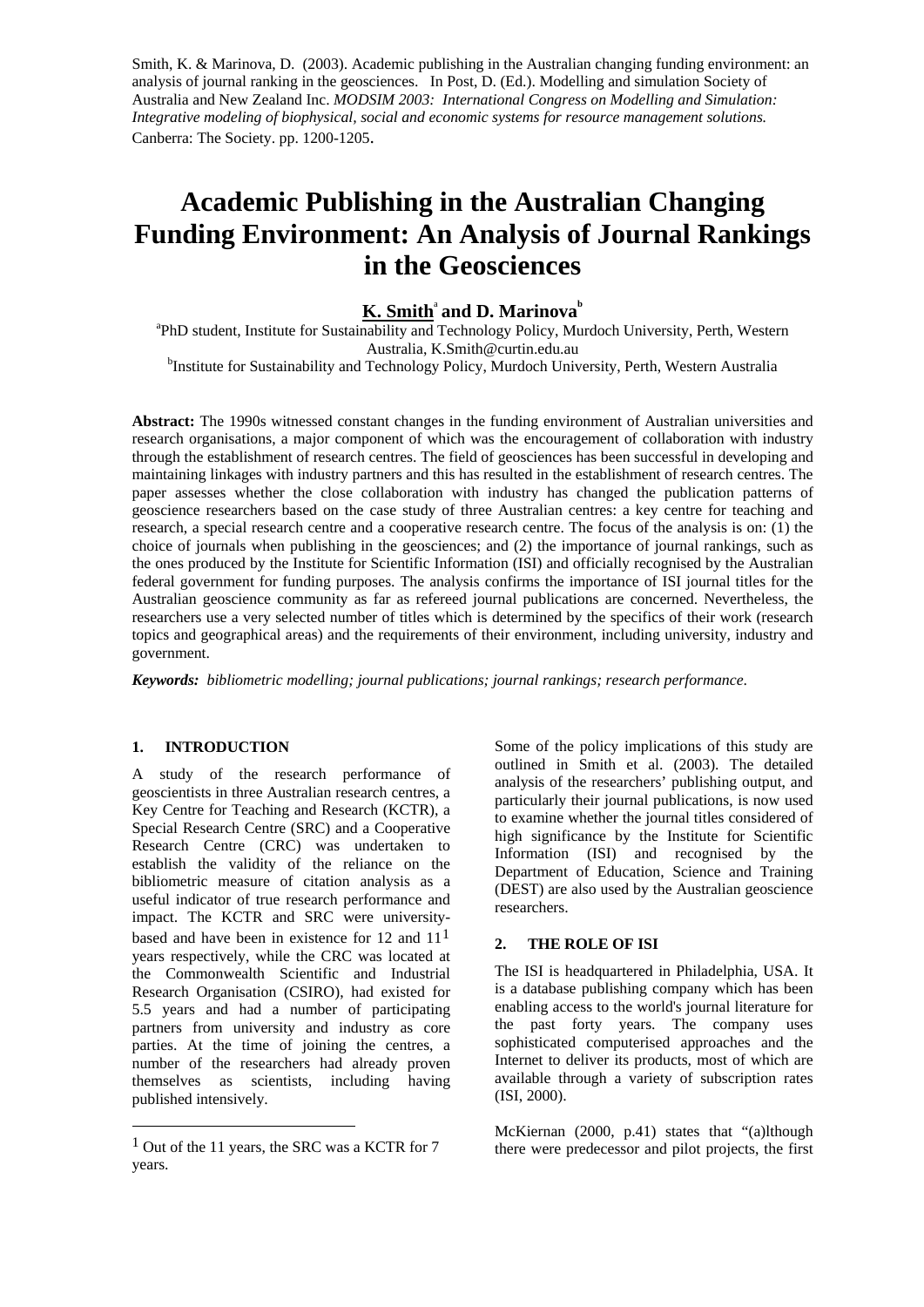Smith, K. & Marinova, D. (2003). Academic publishing in the Australian changing funding environment: an analysis of journal ranking in the geosciences. In Post, D. (Ed.). Modelling and simulation Society of Australia and New Zealand Inc. *MODSIM 2003: International Congress on Modelling and Simulation: Integrative modeling of biophysical, social and economic systems for resource management solutions.* Canberra: The Society. pp. 1200-1205.

# Academic Publishing in the Australian Changing Funding Environment: An Analysis of Journal Rankings in the Geosciences

**K. Smith**[a] **and D. Marinova**[b]

[a]PhD student, Institute for Sustainability and Technology Policy, Murdoch University, Perth, Western Australia, K.Smith@curtin.edu.au

[b]Institute for Sustainability and Technology Policy, Murdoch University, Perth, Western Australia

**Abstract:** The 1990s witnessed constant changes in the funding environment of Australian universities and research organisations, a major component of which was the encouragement of collaboration with industry through the establishment of research centres. The field of geosciences has been successful in developing and maintaining linkages with industry partners and this has resulted in the establishment of research centres. The paper assesses whether the close collaboration with industry has changed the publication patterns of geoscience researchers based on the case study of three Australian centres: a key centre for teaching and research, a special research centre and a cooperative research centre. The focus of the analysis is on: (1) the choice of journals when publishing in the geosciences; and (2) the importance of journal rankings, such as the ones produced by the Institute for Scientific Information (ISI) and officially recognised by the Australian federal government for funding purposes. The analysis confirms the importance of ISI journal titles for the Australian geoscience community as far as refereed journal publications are concerned. Nevertheless, the researchers use a very selected number of titles which is determined by the specifics of their work (research topics and geographical areas) and the requirements of their environment, including university, industry and government.

***Keywords:*** *bibliometric modelling; journal publications; journal rankings; research performance.*

## 1. INTRODUCTION

A study of the research performance of geoscientists in three Australian research centres, a Key Centre for Teaching and Research (KCTR), a Special Research Centre (SRC) and a Cooperative Research Centre (CRC) was undertaken to establish the validity of the reliance on the bibliometric measure of citation analysis as a useful indicator of true research performance and impact. The KCTR and SRC were university-based and have been in existence for 12 and 11[1] years respectively, while the CRC was located at the Commonwealth Scientific and Industrial Research Organisation (CSIRO), had existed for 5.5 years and had a number of participating partners from university and industry as core parties. At the time of joining the centres, a number of the researchers had already proven themselves as scientists, including having published intensively.

Some of the policy implications of this study are outlined in Smith et al. (2003). The detailed analysis of the researchers' publishing output, and particularly their journal publications, is now used to examine whether the journal titles considered of high significance by the Institute for Scientific Information (ISI) and recognised by the Department of Education, Science and Training (DEST) are also used by the Australian geoscience researchers.

## 2. THE ROLE OF ISI

The ISI is headquartered in Philadelphia, USA. It is a database publishing company which has been enabling access to the world's journal literature for the past forty years. The company uses sophisticated computerised approaches and the Internet to deliver its products, most of which are available through a variety of subscription rates (ISI, 2000).

McKiernan (2000, p.41) states that "(a)lthough there were predecessor and pilot projects, the first

[1] Out of the 11 years, the SRC was a KCTR for 7 years.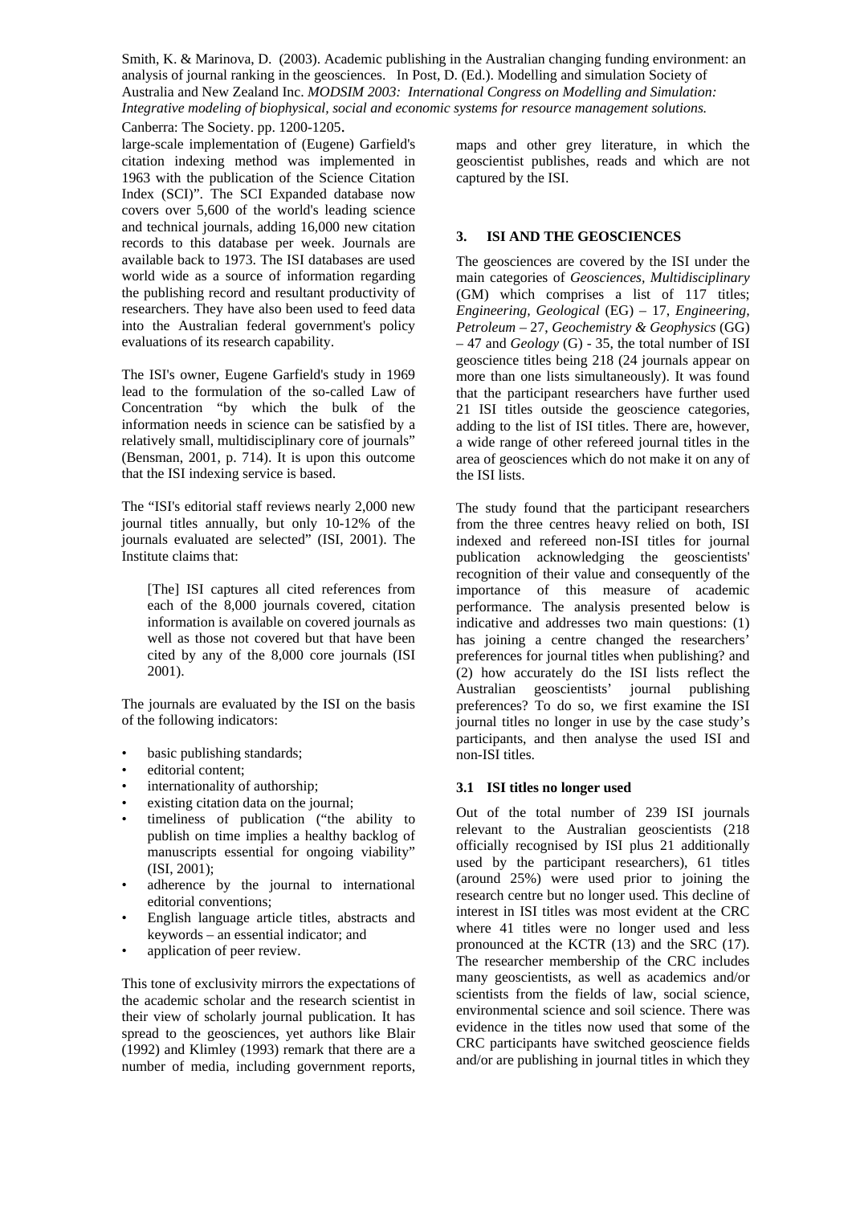large-scale implementation of (Eugene) Garfield's citation indexing method was implemented in 1963 with the publication of the Science Citation Index (SCI)". The SCI Expanded database now covers over 5,600 of the world's leading science and technical journals, adding 16,000 new citation records to this database per week. Journals are available back to 1973. The ISI databases are used world wide as a source of information regarding the publishing record and resultant productivity of researchers. They have also been used to feed data into the Australian federal government's policy evaluations of its research capability.

The ISI's owner, Eugene Garfield's study in 1969 lead to the formulation of the so-called Law of Concentration "by which the bulk of the information needs in science can be satisfied by a relatively small, multidisciplinary core of journals" (Bensman, 2001, p. 714). It is upon this outcome that the ISI indexing service is based.

The "ISI's editorial staff reviews nearly 2,000 new journal titles annually, but only 10-12% of the journals evaluated are selected" (ISI, 2001). The Institute claims that:

> [The] ISI captures all cited references from each of the 8,000 journals covered, citation information is available on covered journals as well as those not covered but that have been cited by any of the 8,000 core journals (ISI 2001).

The journals are evaluated by the ISI on the basis of the following indicators:

- basic publishing standards;
- editorial content;
- internationality of authorship;
- existing citation data on the journal;
- timeliness of publication ("the ability to publish on time implies a healthy backlog of manuscripts essential for ongoing viability" (ISI, 2001);
- adherence by the journal to international editorial conventions;
- English language article titles, abstracts and keywords – an essential indicator; and
- application of peer review.

This tone of exclusivity mirrors the expectations of the academic scholar and the research scientist in their view of scholarly journal publication. It has spread to the geosciences, yet authors like Blair (1992) and Klimley (1993) remark that there are a number of media, including government reports, maps and other grey literature, in which the geoscientist publishes, reads and which are not captured by the ISI.

## 3. ISI AND THE GEOSCIENCES

The geosciences are covered by the ISI under the main categories of *Geosciences, Multidisciplinary* (GM) which comprises a list of 117 titles; *Engineering, Geological* (EG) – 17, *Engineering, Petroleum* – 27, *Geochemistry & Geophysics* (GG) – 47 and *Geology* (G) - 35, the total number of ISI geoscience titles being 218 (24 journals appear on more than one lists simultaneously). It was found that the participant researchers have further used 21 ISI titles outside the geoscience categories, adding to the list of ISI titles. There are, however, a wide range of other refereed journal titles in the area of geosciences which do not make it on any of the ISI lists.

The study found that the participant researchers from the three centres heavy relied on both, ISI indexed and refereed non-ISI titles for journal publication acknowledging the geoscientists' recognition of their value and consequently of the importance of this measure of academic performance. The analysis presented below is indicative and addresses two main questions: (1) has joining a centre changed the researchers' preferences for journal titles when publishing? and (2) how accurately do the ISI lists reflect the Australian geoscientists' journal publishing preferences? To do so, we first examine the ISI journal titles no longer in use by the case study's participants, and then analyse the used ISI and non-ISI titles.

### 3.1 ISI titles no longer used

Out of the total number of 239 ISI journals relevant to the Australian geoscientists (218 officially recognised by ISI plus 21 additionally used by the participant researchers), 61 titles (around 25%) were used prior to joining the research centre but no longer used. This decline of interest in ISI titles was most evident at the CRC where 41 titles were no longer used and less pronounced at the KCTR (13) and the SRC (17). The researcher membership of the CRC includes many geoscientists, as well as academics and/or scientists from the fields of law, social science, environmental science and soil science. There was evidence in the titles now used that some of the CRC participants have switched geoscience fields and/or are publishing in journal titles in which they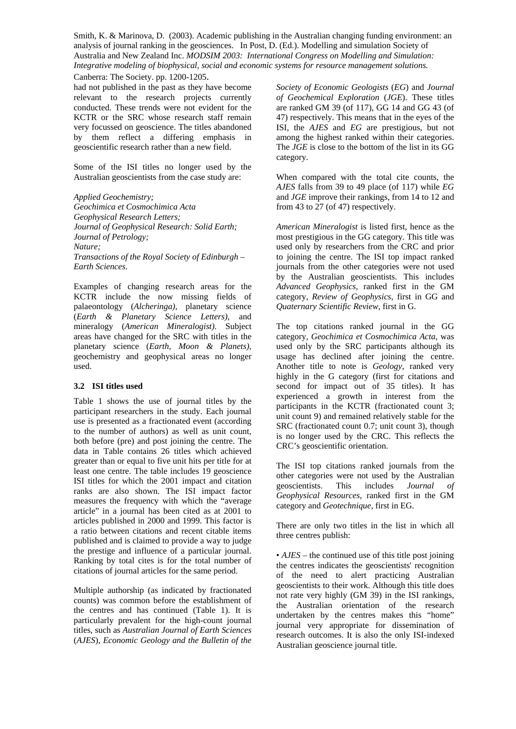had not published in the past as they have become relevant to the research projects currently conducted. These trends were not evident for the KCTR or the SRC whose research staff remain very focussed on geoscience. The titles abandoned by them reflect a differing emphasis in geoscientific research rather than a new field.

Some of the ISI titles no longer used by the Australian geoscientists from the case study are:

*Applied Geochemistry;*
*Geochimica et Cosmochimica Acta*
*Geophysical Research Letters;*
*Journal of Geophysical Research: Solid Earth;*
*Journal of Petrology;*
*Nature;*
*Transactions of the Royal Society of Edinburgh – Earth Sciences.*

Examples of changing research areas for the KCTR include the now missing fields of palaeontology (*Alcheringa)*, planetary science (*Earth & Planetary Science Letters)*, and mineralogy (*American Mineralogist)*. Subject areas have changed for the SRC with titles in the planetary science (*Earth, Moon & Planets)*, geochemistry and geophysical areas no longer used.

### 3.2 ISI titles used

Table 1 shows the use of journal titles by the participant researchers in the study. Each journal use is presented as a fractionated event (according to the number of authors) as well as unit count, both before (pre) and post joining the centre. The data in Table contains 26 titles which achieved greater than or equal to five unit hits per title for at least one centre. The table includes 19 geoscience ISI titles for which the 2001 impact and citation ranks are also shown. The ISI impact factor measures the frequency with which the "average article" in a journal has been cited as at 2001 to articles published in 2000 and 1999. This factor is a ratio between citations and recent citable items published and is claimed to provide a way to judge the prestige and influence of a particular journal. Ranking by total cites is for the total number of citations of journal articles for the same period.

Multiple authorship (as indicated by fractionated counts) was common before the establishment of the centres and has continued (Table 1). It is particularly prevalent for the high-count journal titles, such as *Australian Journal of Earth Sciences* (*AJES*), *Economic Geology and the Bulletin of the Society of Economic Geologists* (*EG*) and *Journal of Geochemical Exploration* (*JGE*). These titles are ranked GM 39 (of 117), GG 14 and GG 43 (of 47) respectively. This means that in the eyes of the ISI, the *AJES* and *EG* are prestigious, but not among the highest ranked within their categories. The *JGE* is close to the bottom of the list in its GG category.

When compared with the total cite counts, the *AJES* falls from 39 to 49 place (of 117) while *EG* and *JGE* improve their rankings, from 14 to 12 and from 43 to 27 (of 47) respectively.

*American Mineralogist* is listed first, hence as the most prestigious in the GG category. This title was used only by researchers from the CRC and prior to joining the centre. The ISI top impact ranked journals from the other categories were not used by the Australian geoscientists. This includes *Advanced Geophysics*, ranked first in the GM category, *Review of Geophysics*, first in GG and *Quaternary Scientific Review*, first in G.

The top citations ranked journal in the GG category, *Geochimica et Cosmochimica Acta*, was used only by the SRC participants although its usage has declined after joining the centre. Another title to note is *Geology*, ranked very highly in the G category (first for citations and second for impact out of 35 titles). It has experienced a growth in interest from the participants in the KCTR (fractionated count 3; unit count 9) and remained relatively stable for the SRC (fractionated count 0.7; unit count 3), though is no longer used by the CRC. This reflects the CRC's geoscientific orientation.

The ISI top citations ranked journals from the other categories were not used by the Australian geoscientists. This includes *Journal of Geophysical Resources*, ranked first in the GM category and *Geotechnique*, first in EG.

There are only two titles in the list in which all three centres publish:

• *AJES* – the continued use of this title post joining the centres indicates the geoscientists' recognition of the need to alert practicing Australian geoscientists to their work. Although this title does not rate very highly (GM 39) in the ISI rankings, the Australian orientation of the research undertaken by the centres makes this "home" journal very appropriate for dissemination of research outcomes. It is also the only ISI-indexed Australian geoscience journal title.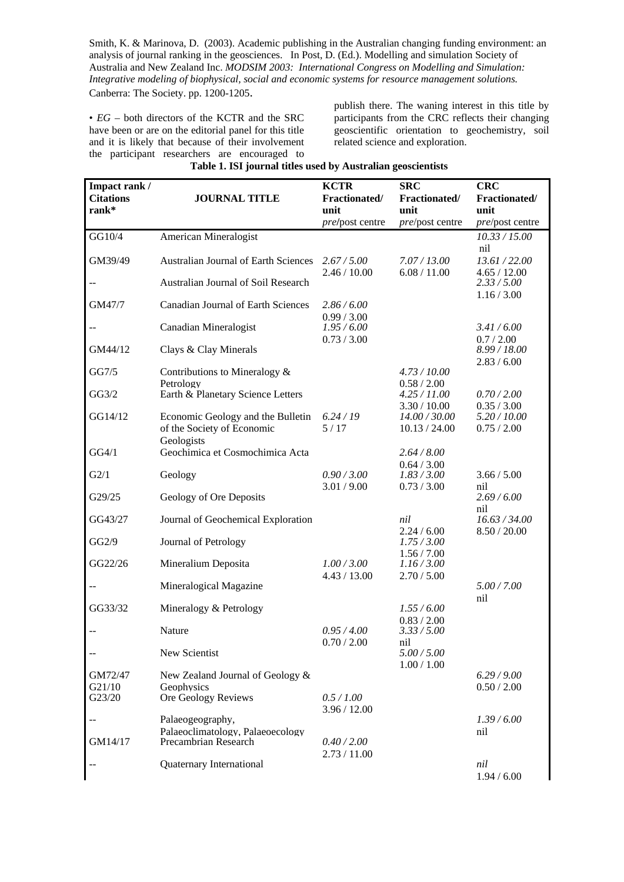• *EG* – both directors of the KCTR and the SRC have been or are on the editorial panel for this title and it is likely that because of their involvement the participant researchers are encouraged to publish there. The waning interest in this title by participants from the CRC reflects their changing geoscientific orientation to geochemistry, soil related science and exploration.

**Table 1. ISI journal titles used by Australian geoscientists**

| Impact rank / Citations rank* | JOURNAL TITLE | KCTR Fractionated/ unit *pre*/post centre | SRC Fractionated/ unit *pre*/post centre | CRC Fractionated/ unit *pre*/post centre |
|---|---|---|---|---|
| GG10/4 | American Mineralogist | | | *10.33 / 15.00*<br>nil |
| GM39/49 | Australian Journal of Earth Sciences | *2.67 / 5.00*<br>2.46 / 10.00 | *7.07 / 13.00*<br>6.08 / 11.00 | *13.61 / 22.00*<br>4.65 / 12.00 |
| -- | Australian Journal of Soil Research | | | *2.33 / 5.00*<br>1.16 / 3.00 |
| GM47/7 | Canadian Journal of Earth Sciences | *2.86 / 6.00*<br>0.99 / 3.00 | | |
| -- | Canadian Mineralogist | *1.95 / 6.00*<br>0.73 / 3.00 | | *3.41 / 6.00*<br>0.7 / 2.00 |
| GM44/12 | Clays & Clay Minerals | | | *8.99 / 18.00*<br>2.83 / 6.00 |
| GG7/5 | Contributions to Mineralogy & Petrology | | *4.73 / 10.00*<br>0.58 / 2.00 | |
| GG3/2 | Earth & Planetary Science Letters | | *4.25 / 11.00*<br>3.30 / 10.00 | *0.70 / 2.00*<br>0.35 / 3.00 |
| GG14/12 | Economic Geology and the Bulletin of the Society of Economic Geologists | *6.24 / 19*<br>5 / 17 | *14.00 / 30.00*<br>10.13 / 24.00 | *5.20 / 10.00*<br>0.75 / 2.00 |
| GG4/1 | Geochimica et Cosmochimica Acta | | *2.64 / 8.00*<br>0.64 / 3.00 | |
| G2/1 | Geology | *0.90 / 3.00*<br>3.01 / 9.00 | *1.83 / 3.00*<br>0.73 / 3.00 | 3.66 / 5.00<br>nil |
| G29/25 | Geology of Ore Deposits | | | *2.69 / 6.00*<br>nil |
| GG43/27 | Journal of Geochemical Exploration | | *nil*<br>2.24 / 6.00 | *16.63 / 34.00*<br>8.50 / 20.00 |
| GG2/9 | Journal of Petrology | | *1.75 / 3.00*<br>1.56 / 7.00 | |
| GG22/26 | Mineralium Deposita | *1.00 / 3.00*<br>4.43 / 13.00 | *1.16 / 3.00*<br>2.70 / 5.00 | |
| -- | Mineralogical Magazine | | | *5.00 / 7.00*<br>nil |
| GG33/32 | Mineralogy & Petrology | | *1.55 / 6.00*<br>0.83 / 2.00 | |
| -- | Nature | *0.95 / 4.00*<br>0.70 / 2.00 | *3.33 / 5.00*<br>nil | |
| -- | New Scientist | | *5.00 / 5.00*<br>1.00 / 1.00 | |
| GM72/47<br>G21/10 | New Zealand Journal of Geology & Geophysics | | | *6.29 / 9.00*<br>0.50 / 2.00 |
| G23/20 | Ore Geology Reviews | *0.5 / 1.00*<br>3.96 / 12.00 | | |
| -- | Palaeogeography, Palaeoclimatology, Palaeoecology | | | *1.39 / 6.00*<br>nil |
| GM14/17 | Precambrian Research | *0.40 / 2.00*<br>2.73 / 11.00 | | |
| -- | Quaternary International | | | *nil*<br>1.94 / 6.00 |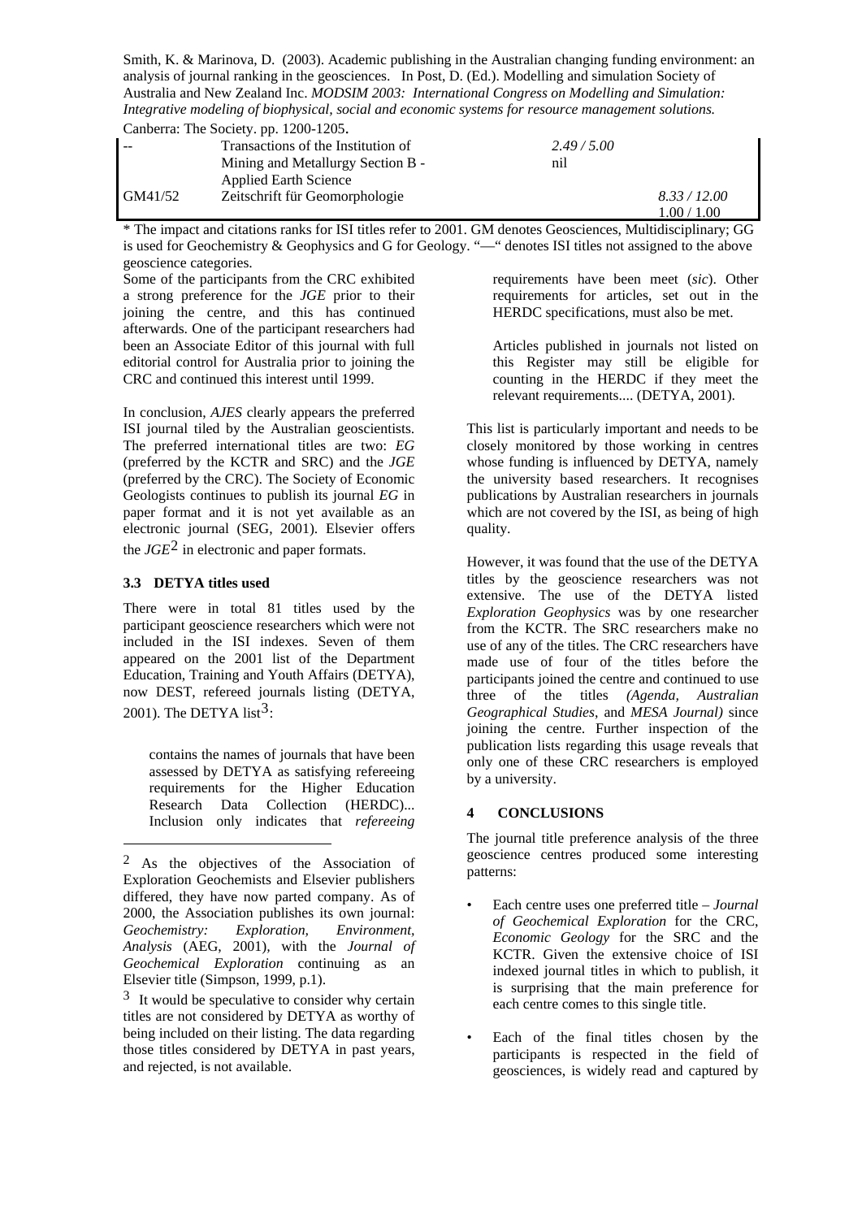| -- | Transactions of the Institution of Mining and Metallurgy Section B - Applied Earth Science | *2.49 / 5.00* nil | |
|---|---|---|---|
| GM41/52 | Zeitschrift für Geomorphologie | | *8.33 / 12.00* 1.00 / 1.00 |

\* The impact and citations ranks for ISI titles refer to 2001. GM denotes Geosciences, Multidisciplinary; GG is used for Geochemistry & Geophysics and G for Geology. "—" denotes ISI titles not assigned to the above geoscience categories.

Some of the participants from the CRC exhibited a strong preference for the *JGE* prior to their joining the centre, and this has continued afterwards. One of the participant researchers had been an Associate Editor of this journal with full editorial control for Australia prior to joining the CRC and continued this interest until 1999.

In conclusion, *AJES* clearly appears the preferred ISI journal tiled by the Australian geoscientists. The preferred international titles are two: *EG* (preferred by the KCTR and SRC) and the *JGE* (preferred by the CRC). The Society of Economic Geologists continues to publish its journal *EG* in paper format and it is not yet available as an electronic journal (SEG, 2001). Elsevier offers the *JGE*[2] in electronic and paper formats.

### 3.3 DETYA titles used

There were in total 81 titles used by the participant geoscience researchers which were not included in the ISI indexes. Seven of them appeared on the 2001 list of the Department Education, Training and Youth Affairs (DETYA), now DEST, refereed journals listing (DETYA, 2001). The DETYA list[3]:

> contains the names of journals that have been assessed by DETYA as satisfying refereeing requirements for the Higher Education Research Data Collection (HERDC)... Inclusion only indicates that *refereeing* requirements have been meet (*sic*). Other requirements for articles, set out in the HERDC specifications, must also be met.
>
> Articles published in journals not listed on this Register may still be eligible for counting in the HERDC if they meet the relevant requirements.... (DETYA, 2001).

This list is particularly important and needs to be closely monitored by those working in centres whose funding is influenced by DETYA, namely the university based researchers. It recognises publications by Australian researchers in journals which are not covered by the ISI, as being of high quality.

However, it was found that the use of the DETYA titles by the geoscience researchers was not extensive. The use of the DETYA listed *Exploration Geophysics* was by one researcher from the KCTR. The SRC researchers make no use of any of the titles. The CRC researchers have made use of four of the titles before the participants joined the centre and continued to use three of the titles *(Agenda, Australian Geographical Studies*, and *MESA Journal)* since joining the centre. Further inspection of the publication lists regarding this usage reveals that only one of these CRC researchers is employed by a university.

## 4 CONCLUSIONS

The journal title preference analysis of the three geoscience centres produced some interesting patterns:

- Each centre uses one preferred title – *Journal of Geochemical Exploration* for the CRC, *Economic Geology* for the SRC and the KCTR. Given the extensive choice of ISI indexed journal titles in which to publish, it is surprising that the main preference for each centre comes to this single title.
- Each of the final titles chosen by the participants is respected in the field of geosciences, is widely read and captured by

---

[2] As the objectives of the Association of Exploration Geochemists and Elsevier publishers differed, they have now parted company. As of 2000, the Association publishes its own journal: *Geochemistry: Exploration, Environment, Analysis* (AEG, 2001), with the *Journal of Geochemical Exploration* continuing as an Elsevier title (Simpson, 1999, p.1).

[3] It would be speculative to consider why certain titles are not considered by DETYA as worthy of being included on their listing. The data regarding those titles considered by DETYA in past years, and rejected, is not available.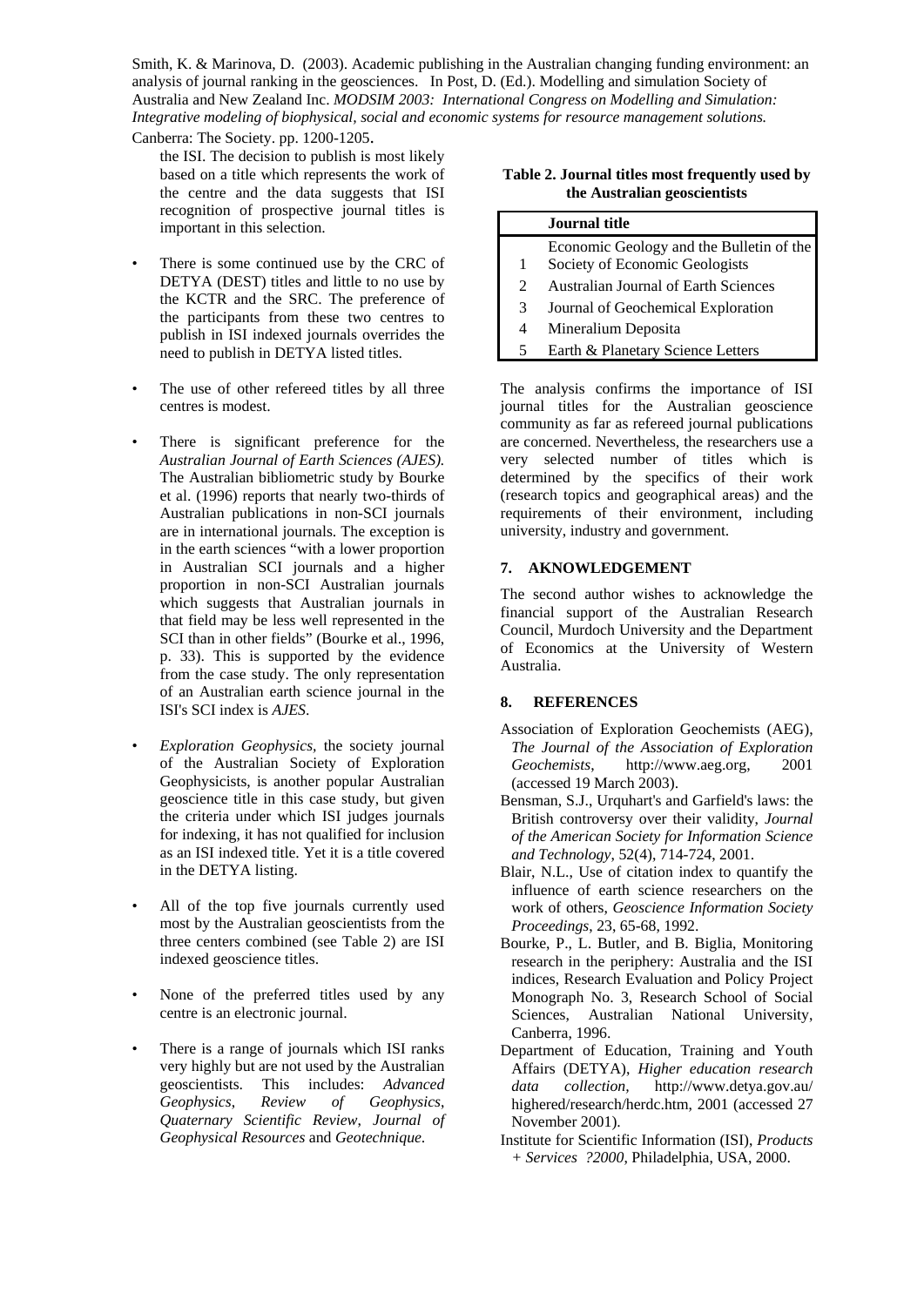the ISI. The decision to publish is most likely based on a title which represents the work of the centre and the data suggests that ISI recognition of prospective journal titles is important in this selection.

- There is some continued use by the CRC of DETYA (DEST) titles and little to no use by the KCTR and the SRC. The preference of the participants from these two centres to publish in ISI indexed journals overrides the need to publish in DETYA listed titles.

- The use of other refereed titles by all three centres is modest.

- There is significant preference for the *Australian Journal of Earth Sciences (AJES).* The Australian bibliometric study by Bourke et al. (1996) reports that nearly two-thirds of Australian publications in non-SCI journals are in international journals. The exception is in the earth sciences "with a lower proportion in Australian SCI journals and a higher proportion in non-SCI Australian journals which suggests that Australian journals in that field may be less well represented in the SCI than in other fields" (Bourke et al., 1996, p. 33). This is supported by the evidence from the case study. The only representation of an Australian earth science journal in the ISI's SCI index is *AJES*.

- *Exploration Geophysics*, the society journal of the Australian Society of Exploration Geophysicists, is another popular Australian geoscience title in this case study, but given the criteria under which ISI judges journals for indexing, it has not qualified for inclusion as an ISI indexed title. Yet it is a title covered in the DETYA listing.

- All of the top five journals currently used most by the Australian geoscientists from the three centers combined (see Table 2) are ISI indexed geoscience titles.

- None of the preferred titles used by any centre is an electronic journal.

- There is a range of journals which ISI ranks very highly but are not used by the Australian geoscientists. This includes: *Advanced Geophysics*, *Review of Geophysics*, *Quaternary Scientific Review*, *Journal of Geophysical Resources* and *Geotechnique*.

**Table 2. Journal titles most frequently used by the Australian geoscientists**

| | Journal title |
|---|---|
| 1 | Economic Geology and the Bulletin of the Society of Economic Geologists |
| 2 | Australian Journal of Earth Sciences |
| 3 | Journal of Geochemical Exploration |
| 4 | Mineralium Deposita |
| 5 | Earth & Planetary Science Letters |

The analysis confirms the importance of ISI journal titles for the Australian geoscience community as far as refereed journal publications are concerned. Nevertheless, the researchers use a very selected number of titles which is determined by the specifics of their work (research topics and geographical areas) and the requirements of their environment, including university, industry and government.

## 7. AKNOWLEDGEMENT

The second author wishes to acknowledge the financial support of the Australian Research Council, Murdoch University and the Department of Economics at the University of Western Australia.

## 8. REFERENCES

Association of Exploration Geochemists (AEG), *The Journal of the Association of Exploration Geochemists*, http://www.aeg.org, 2001 (accessed 19 March 2003).

Bensman, S.J., Urquhart's and Garfield's laws: the British controversy over their validity, *Journal of the American Society for Information Science and Technology*, 52(4), 714-724, 2001.

Blair, N.L., Use of citation index to quantify the influence of earth science researchers on the work of others, *Geoscience Information Society Proceedings*, 23, 65-68, 1992.

Bourke, P., L. Butler, and B. Biglia, Monitoring research in the periphery: Australia and the ISI indices, Research Evaluation and Policy Project Monograph No. 3, Research School of Social Sciences, Australian National University, Canberra, 1996.

Department of Education, Training and Youth Affairs (DETYA), *Higher education research data collection,* http://www.detya.gov.au/highered/research/herdc.htm, 2001 (accessed 27 November 2001).

Institute for Scientific Information (ISI), *Products + Services ?2000*, Philadelphia, USA, 2000.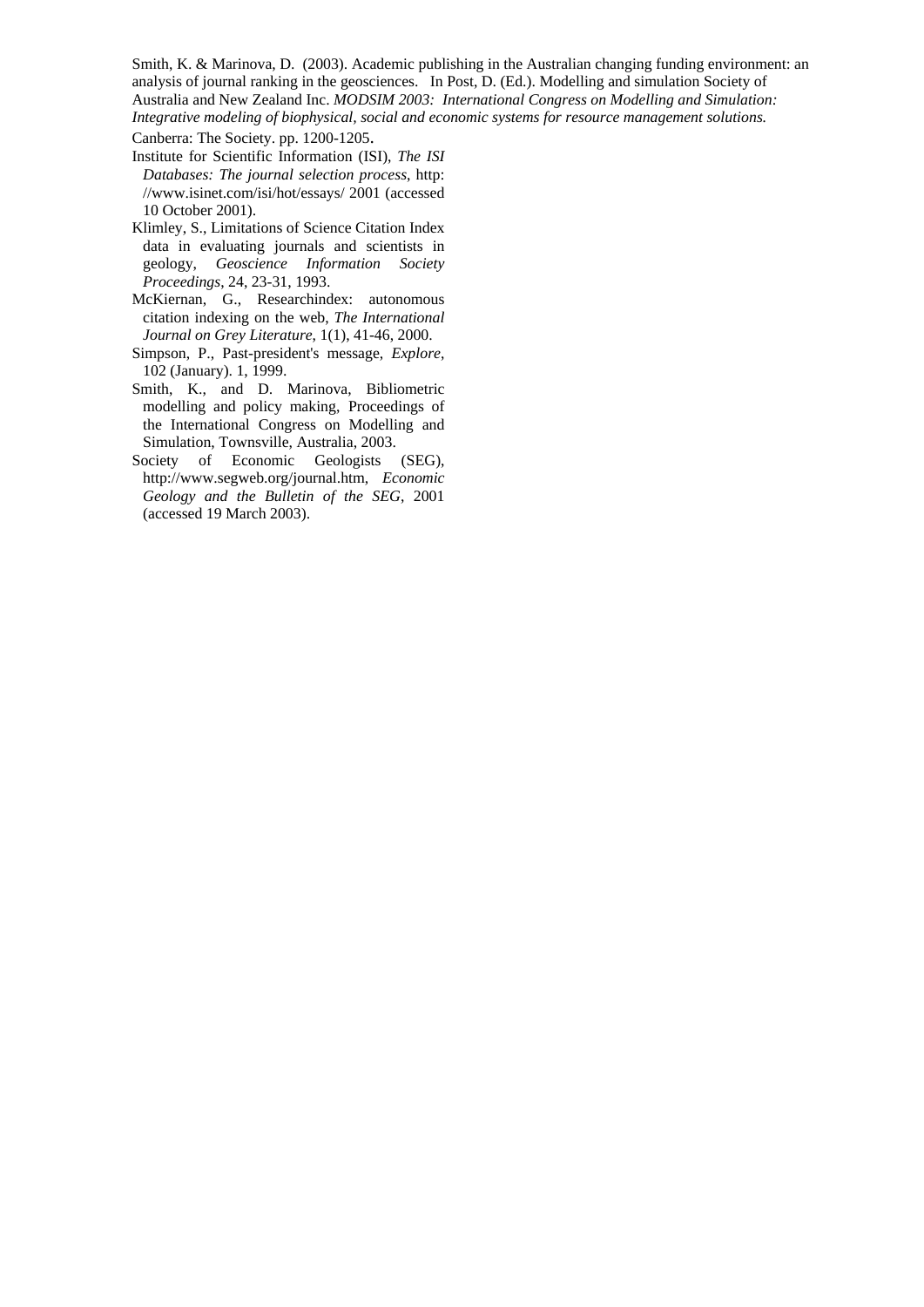Smith, K. & Marinova, D. (2003). Academic publishing in the Australian changing funding environment: an analysis of journal ranking in the geosciences. In Post, D. (Ed.). Modelling and simulation Society of Australia and New Zealand Inc. *MODSIM 2003: International Congress on Modelling and Simulation: Integrative modeling of biophysical, social and economic systems for resource management solutions.* Canberra: The Society. pp. 1200-1205.

Institute for Scientific Information (ISI), *The ISI Databases: The journal selection process*, http: //www.isinet.com/isi/hot/essays/ 2001 (accessed 10 October 2001).

Klimley, S., Limitations of Science Citation Index data in evaluating journals and scientists in geology, *Geoscience Information Society Proceedings*, 24, 23-31, 1993.

McKiernan, G., Researchindex: autonomous citation indexing on the web, *The International Journal on Grey Literature*, 1(1), 41-46, 2000.

Simpson, P., Past-president's message, *Explore*, 102 (January). 1, 1999.

Smith, K., and D. Marinova, Bibliometric modelling and policy making, Proceedings of the International Congress on Modelling and Simulation, Townsville, Australia, 2003.

Society of Economic Geologists (SEG), http://www.segweb.org/journal.htm, *Economic Geology and the Bulletin of the SEG*, 2001 (accessed 19 March 2003).